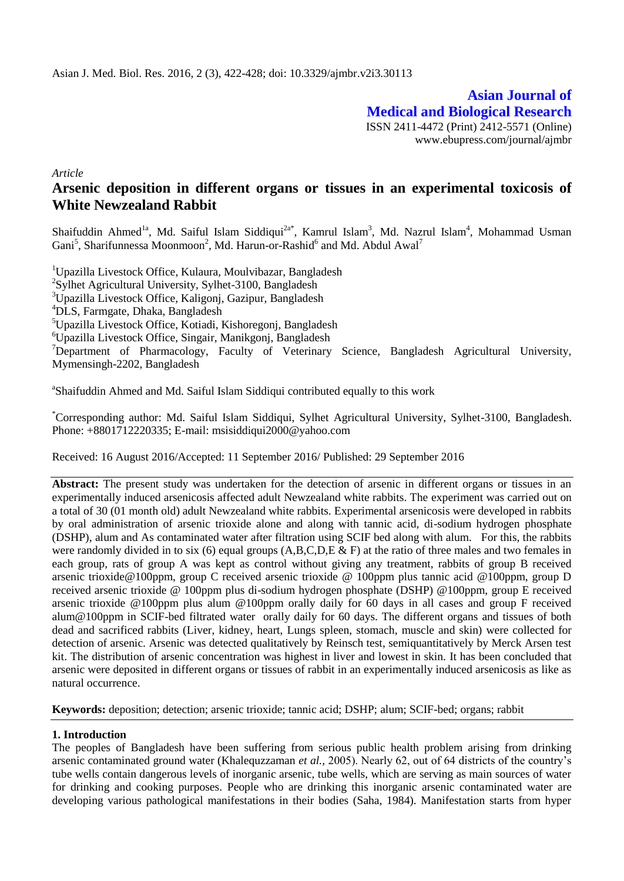Asian J. Med. Biol. Res. 2016, 2 (3), 422-428; doi: 10.3329/ajmbr.v2i3.30113

**Asian Journal of Medical and Biological Research**

ISSN 2411-4472 (Print) 2412-5571 (Online)
www.ebupress.com/journal/ajmbr

*Article*

# Arsenic deposition in different organs or tissues in an experimental toxicosis of White Newzealand Rabbit

Shaifuddin Ahmed[1a], Md. Saiful Islam Siddiqui[2a*], Kamrul Islam[3], Md. Nazrul Islam[4], Mohammad Usman Gani[5], Sharifunnessa Moonmoon[2], Md. Harun-or-Rashid[6] and Md. Abdul Awal[7]

[1]Upazilla Livestock Office, Kulaura, Moulvibazar, Bangladesh
[2]Sylhet Agricultural University, Sylhet-3100, Bangladesh
[3]Upazilla Livestock Office, Kaligonj, Gazipur, Bangladesh
[4]DLS, Farmgate, Dhaka, Bangladesh
[5]Upazilla Livestock Office, Kotiadi, Kishoregonj, Bangladesh
[6]Upazilla Livestock Office, Singair, Manikgonj, Bangladesh
[7]Department of Pharmacology, Faculty of Veterinary Science, Bangladesh Agricultural University, Mymensingh-2202, Bangladesh

[a]Shaifuddin Ahmed and Md. Saiful Islam Siddiqui contributed equally to this work

[*]Corresponding author: Md. Saiful Islam Siddiqui, Sylhet Agricultural University, Sylhet-3100, Bangladesh. Phone: +8801712220335; E-mail: msisiddiqui2000@yahoo.com

Received: 16 August 2016/Accepted: 11 September 2016/ Published: 29 September 2016

**Abstract:** The present study was undertaken for the detection of arsenic in different organs or tissues in an experimentally induced arsenicosis affected adult Newzealand white rabbits. The experiment was carried out on a total of 30 (01 month old) adult Newzealand white rabbits. Experimental arsenicosis were developed in rabbits by oral administration of arsenic trioxide alone and along with tannic acid, di-sodium hydrogen phosphate (DSHP), alum and As contaminated water after filtration using SCIF bed along with alum. For this, the rabbits were randomly divided in to six (6) equal groups (A,B,C,D,E & F) at the ratio of three males and two females in each group, rats of group A was kept as control without giving any treatment, rabbits of group B received arsenic trioxide@100ppm, group C received arsenic trioxide @ 100ppm plus tannic acid @100ppm, group D received arsenic trioxide @ 100ppm plus di-sodium hydrogen phosphate (DSHP) @100ppm, group E received arsenic trioxide @100ppm plus alum @100ppm orally daily for 60 days in all cases and group F received alum@100ppm in SCIF-bed filtrated water orally daily for 60 days. The different organs and tissues of both dead and sacrificed rabbits (Liver, kidney, heart, Lungs spleen, stomach, muscle and skin) were collected for detection of arsenic. Arsenic was detected qualitatively by Reinsch test, semiquantitatively by Merck Arsen test kit. The distribution of arsenic concentration was highest in liver and lowest in skin. It has been concluded that arsenic were deposited in different organs or tissues of rabbit in an experimentally induced arsenicosis as like as natural occurrence.

**Keywords:** deposition; detection; arsenic trioxide; tannic acid; DSHP; alum; SCIF-bed; organs; rabbit

## 1. Introduction

The peoples of Bangladesh have been suffering from serious public health problem arising from drinking arsenic contaminated ground water (Khalequzzaman *et al.*, 2005). Nearly 62, out of 64 districts of the country's tube wells contain dangerous levels of inorganic arsenic, tube wells, which are serving as main sources of water for drinking and cooking purposes. People who are drinking this inorganic arsenic contaminated water are developing various pathological manifestations in their bodies (Saha, 1984). Manifestation starts from hyper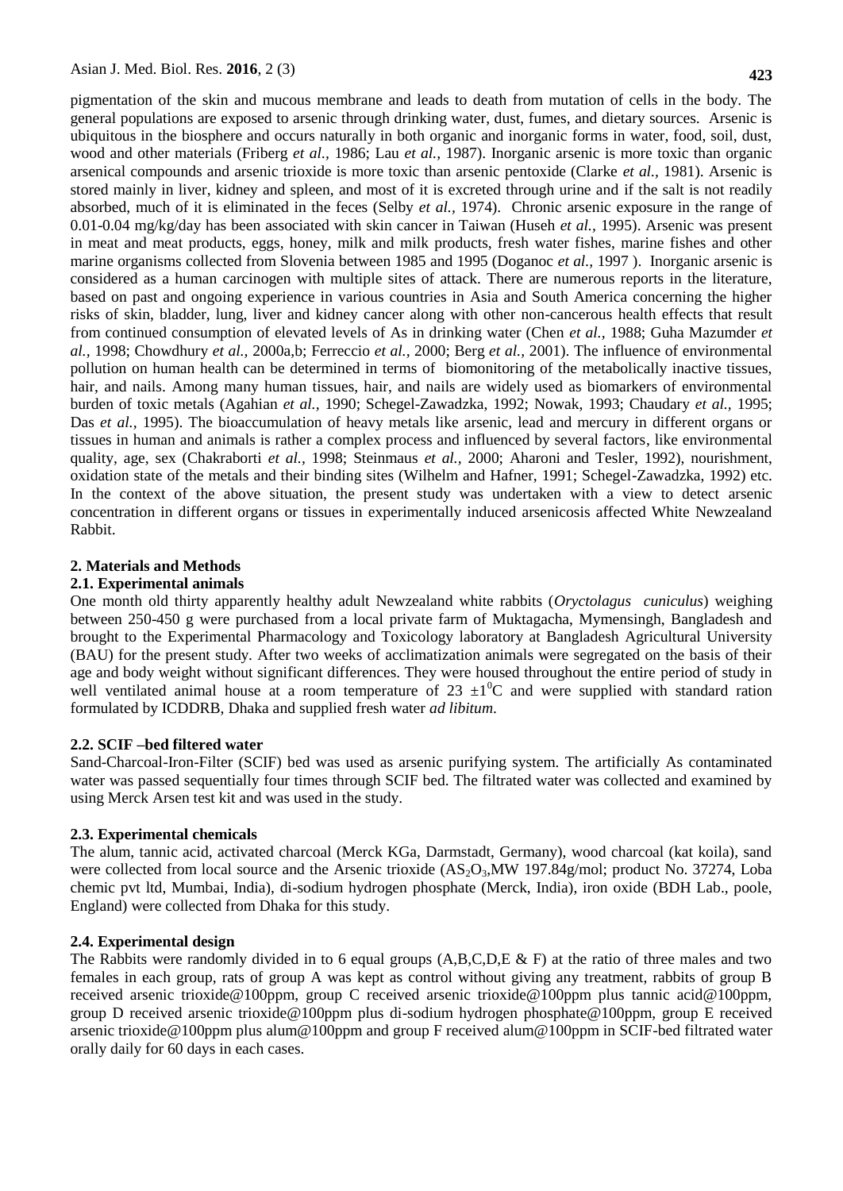pigmentation of the skin and mucous membrane and leads to death from mutation of cells in the body. The general populations are exposed to arsenic through drinking water, dust, fumes, and dietary sources. Arsenic is ubiquitous in the biosphere and occurs naturally in both organic and inorganic forms in water, food, soil, dust, wood and other materials (Friberg *et al.,* 1986; Lau *et al.,* 1987). Inorganic arsenic is more toxic than organic arsenical compounds and arsenic trioxide is more toxic than arsenic pentoxide (Clarke *et al.,* 1981). Arsenic is stored mainly in liver, kidney and spleen, and most of it is excreted through urine and if the salt is not readily absorbed, much of it is eliminated in the feces (Selby *et al.,* 1974). Chronic arsenic exposure in the range of 0.01-0.04 mg/kg/day has been associated with skin cancer in Taiwan (Huseh *et al.,* 1995). Arsenic was present in meat and meat products, eggs, honey, milk and milk products, fresh water fishes, marine fishes and other marine organisms collected from Slovenia between 1985 and 1995 (Doganoc *et al.,* 1997 ). Inorganic arsenic is considered as a human carcinogen with multiple sites of attack. There are numerous reports in the literature, based on past and ongoing experience in various countries in Asia and South America concerning the higher risks of skin, bladder, lung, liver and kidney cancer along with other non-cancerous health effects that result from continued consumption of elevated levels of As in drinking water (Chen *et al.,* 1988; Guha Mazumder *et al.,* 1998; Chowdhury *et al.,* 2000a,b; Ferreccio *et al.,* 2000; Berg *et al.,* 2001). The influence of environmental pollution on human health can be determined in terms of biomonitoring of the metabolically inactive tissues, hair, and nails. Among many human tissues, hair, and nails are widely used as biomarkers of environmental burden of toxic metals (Agahian *et al.,* 1990; Schegel-Zawadzka, 1992; Nowak, 1993; Chaudary *et al.,* 1995; Das *et al.,* 1995). The bioaccumulation of heavy metals like arsenic, lead and mercury in different organs or tissues in human and animals is rather a complex process and influenced by several factors, like environmental quality, age, sex (Chakraborti *et al.,* 1998; Steinmaus *et al.,* 2000; Aharoni and Tesler, 1992), nourishment, oxidation state of the metals and their binding sites (Wilhelm and Hafner, 1991; Schegel-Zawadzka, 1992) etc. In the context of the above situation, the present study was undertaken with a view to detect arsenic concentration in different organs or tissues in experimentally induced arsenicosis affected White Newzealand Rabbit.

## 2. Materials and Methods

### 2.1. Experimental animals

One month old thirty apparently healthy adult Newzealand white rabbits (*Oryctolagus cuniculus*) weighing between 250-450 g were purchased from a local private farm of Muktagacha, Mymensingh, Bangladesh and brought to the Experimental Pharmacology and Toxicology laboratory at Bangladesh Agricultural University (BAU) for the present study. After two weeks of acclimatization animals were segregated on the basis of their age and body weight without significant differences. They were housed throughout the entire period of study in well ventilated animal house at a room temperature of 23 $\pm 1^0$C and were supplied with standard ration formulated by ICDDRB, Dhaka and supplied fresh water *ad libitum*.

### 2.2. SCIF –bed filtered water

Sand-Charcoal-Iron-Filter (SCIF) bed was used as arsenic purifying system. The artificially As contaminated water was passed sequentially four times through SCIF bed. The filtrated water was collected and examined by using Merck Arsen test kit and was used in the study.

### 2.3. Experimental chemicals

The alum, tannic acid, activated charcoal (Merck KGa, Darmstadt, Germany), wood charcoal (kat koila), sand were collected from local source and the Arsenic trioxide ($AS_2O_3$,MW 197.84g/mol; product No. 37274, Loba chemic pvt ltd, Mumbai, India), di-sodium hydrogen phosphate (Merck, India), iron oxide (BDH Lab., poole, England) were collected from Dhaka for this study.

### 2.4. Experimental design

The Rabbits were randomly divided in to 6 equal groups (A,B,C,D,E & F) at the ratio of three males and two females in each group, rats of group A was kept as control without giving any treatment, rabbits of group B received arsenic trioxide@100ppm, group C received arsenic trioxide@100ppm plus tannic acid@100ppm, group D received arsenic trioxide@100ppm plus di-sodium hydrogen phosphate@100ppm, group E received arsenic trioxide@100ppm plus alum@100ppm and group F received alum@100ppm in SCIF-bed filtrated water orally daily for 60 days in each cases.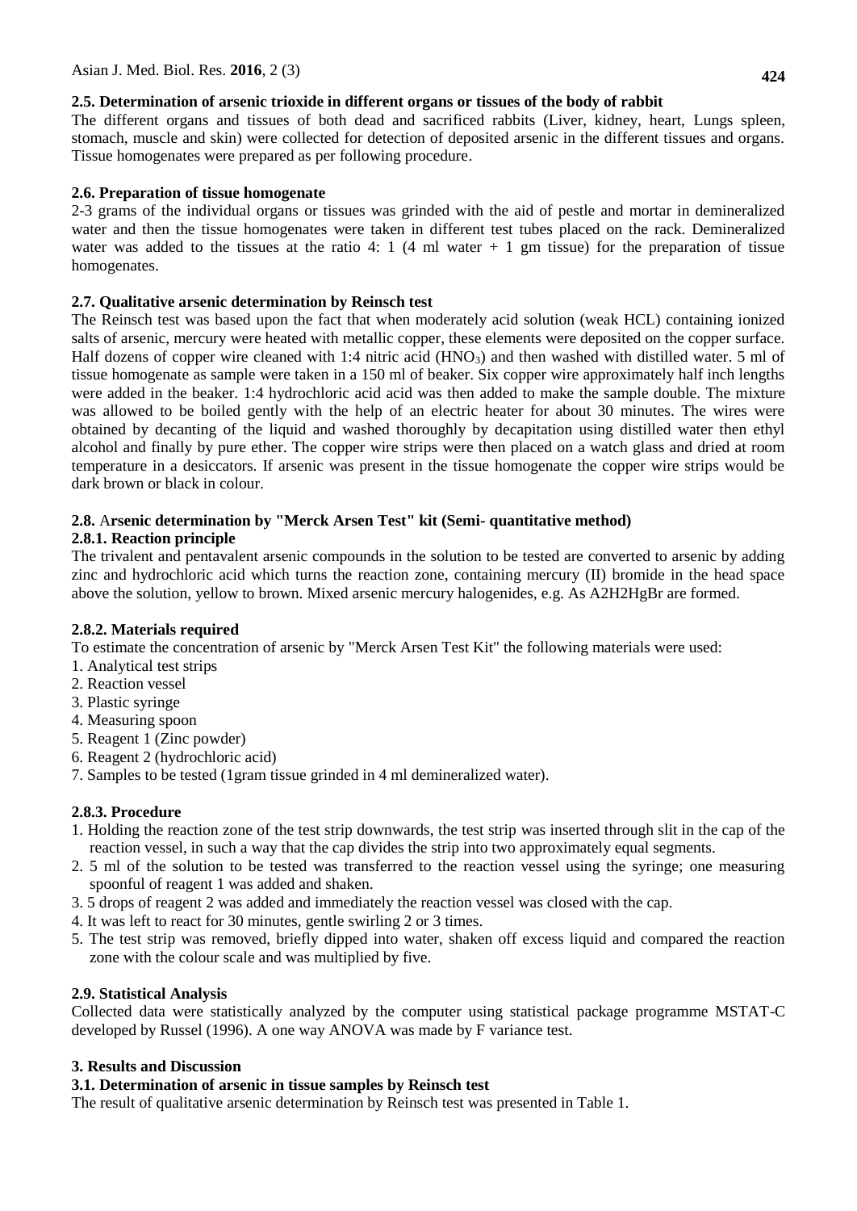### 2.5. Determination of arsenic trioxide in different organs or tissues of the body of rabbit

The different organs and tissues of both dead and sacrificed rabbits (Liver, kidney, heart, Lungs spleen, stomach, muscle and skin) were collected for detection of deposited arsenic in the different tissues and organs. Tissue homogenates were prepared as per following procedure.

### 2.6. Preparation of tissue homogenate

2-3 grams of the individual organs or tissues was grinded with the aid of pestle and mortar in demineralized water and then the tissue homogenates were taken in different test tubes placed on the rack. Demineralized water was added to the tissues at the ratio 4: 1 (4 ml water + 1 gm tissue) for the preparation of tissue homogenates.

### 2.7. Qualitative arsenic determination by Reinsch test

The Reinsch test was based upon the fact that when moderately acid solution (weak HCL) containing ionized salts of arsenic, mercury were heated with metallic copper, these elements were deposited on the copper surface. Half dozens of copper wire cleaned with 1:4 nitric acid ($HNO_3$) and then washed with distilled water. 5 ml of tissue homogenate as sample were taken in a 150 ml of beaker. Six copper wire approximately half inch lengths were added in the beaker. 1:4 hydrochloric acid acid was then added to make the sample double. The mixture was allowed to be boiled gently with the help of an electric heater for about 30 minutes. The wires were obtained by decanting of the liquid and washed thoroughly by decapitation using distilled water then ethyl alcohol and finally by pure ether. The copper wire strips were then placed on a watch glass and dried at room temperature in a desiccators. If arsenic was present in the tissue homogenate the copper wire strips would be dark brown or black in colour.

### 2.8. Arsenic determination by "Merck Arsen Test" kit (Semi- quantitative method)

#### 2.8.1. Reaction principle

The trivalent and pentavalent arsenic compounds in the solution to be tested are converted to arsenic by adding zinc and hydrochloric acid which turns the reaction zone, containing mercury (II) bromide in the head space above the solution, yellow to brown. Mixed arsenic mercury halogenides, e.g. As A2H2HgBr are formed.

#### 2.8.2. Materials required

To estimate the concentration of arsenic by "Merck Arsen Test Kit" the following materials were used:

1. Analytical test strips
2. Reaction vessel
3. Plastic syringe
4. Measuring spoon
5. Reagent 1 (Zinc powder)
6. Reagent 2 (hydrochloric acid)
7. Samples to be tested (1gram tissue grinded in 4 ml demineralized water).

#### 2.8.3. Procedure

1. Holding the reaction zone of the test strip downwards, the test strip was inserted through slit in the cap of the reaction vessel, in such a way that the cap divides the strip into two approximately equal segments.
2. 5 ml of the solution to be tested was transferred to the reaction vessel using the syringe; one measuring spoonful of reagent 1 was added and shaken.
3. 5 drops of reagent 2 was added and immediately the reaction vessel was closed with the cap.
4. It was left to react for 30 minutes, gentle swirling 2 or 3 times.
5. The test strip was removed, briefly dipped into water, shaken off excess liquid and compared the reaction zone with the colour scale and was multiplied by five.

### 2.9. Statistical Analysis

Collected data were statistically analyzed by the computer using statistical package programme MSTAT-C developed by Russel (1996). A one way ANOVA was made by F variance test.

## 3. Results and Discussion

### 3.1. Determination of arsenic in tissue samples by Reinsch test

The result of qualitative arsenic determination by Reinsch test was presented in Table 1.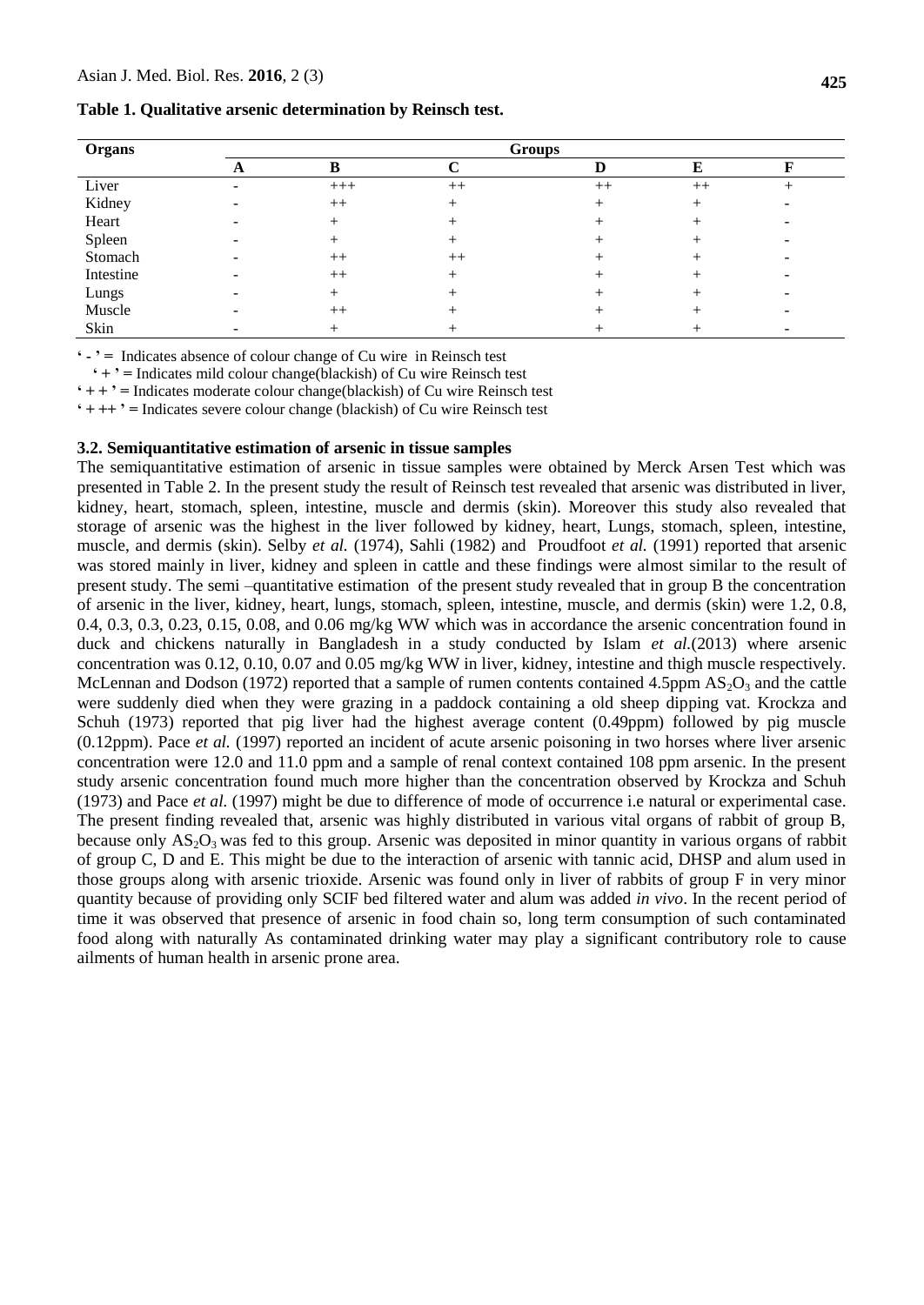**Table 1. Qualitative arsenic determination by Reinsch test.**

| Organs | Groups | | | | | |
|---|---|---|---|---|---|---|
| | A | B | C | D | E | F |
| Liver | - | +++ | ++ | ++ | ++ | + |
| Kidney | - | ++ | + | + | + | - |
| Heart | - | + | + | + | + | - |
| Spleen | - | + | + | + | + | - |
| Stomach | - | ++ | ++ | + | + | - |
| Intestine | - | ++ | + | + | + | - |
| Lungs | - | + | + | + | + | - |
| Muscle | - | ++ | + | + | + | - |
| Skin | - | + | + | + | + | - |

' - ' = Indicates absence of colour change of Cu wire in Reinsch test

' + ' = Indicates mild colour change(blackish) of Cu wire Reinsch test

' + + ' = Indicates moderate colour change(blackish) of Cu wire Reinsch test

' + ++ ' = Indicates severe colour change (blackish) of Cu wire Reinsch test

### 3.2. Semiquantitative estimation of arsenic in tissue samples

The semiquantitative estimation of arsenic in tissue samples were obtained by Merck Arsen Test which was presented in Table 2. In the present study the result of Reinsch test revealed that arsenic was distributed in liver, kidney, heart, stomach, spleen, intestine, muscle and dermis (skin). Moreover this study also revealed that storage of arsenic was the highest in the liver followed by kidney, heart, Lungs, stomach, spleen, intestine, muscle, and dermis (skin). Selby *et al.* (1974), Sahli (1982) and Proudfoot *et al.* (1991) reported that arsenic was stored mainly in liver, kidney and spleen in cattle and these findings were almost similar to the result of present study. The semi –quantitative estimation of the present study revealed that in group B the concentration of arsenic in the liver, kidney, heart, lungs, stomach, spleen, intestine, muscle, and dermis (skin) were 1.2, 0.8, 0.4, 0.3, 0.3, 0.23, 0.15, 0.08, and 0.06 mg/kg WW which was in accordance the arsenic concentration found in duck and chickens naturally in Bangladesh in a study conducted by Islam *et al.*(2013) where arsenic concentration was 0.12, 0.10, 0.07 and 0.05 mg/kg WW in liver, kidney, intestine and thigh muscle respectively. McLennan and Dodson (1972) reported that a sample of rumen contents contained 4.5ppm $AS_2O_3$ and the cattle were suddenly died when they were grazing in a paddock containing a old sheep dipping vat. Krockza and Schuh (1973) reported that pig liver had the highest average content (0.49ppm) followed by pig muscle (0.12ppm). Pace *et al.* (1997) reported an incident of acute arsenic poisoning in two horses where liver arsenic concentration were 12.0 and 11.0 ppm and a sample of renal context contained 108 ppm arsenic. In the present study arsenic concentration found much more higher than the concentration observed by Krockza and Schuh (1973) and Pace *et al.* (1997) might be due to difference of mode of occurrence i.e natural or experimental case. The present finding revealed that, arsenic was highly distributed in various vital organs of rabbit of group B, because only $AS_2O_3$ was fed to this group. Arsenic was deposited in minor quantity in various organs of rabbit of group C, D and E. This might be due to the interaction of arsenic with tannic acid, DHSP and alum used in those groups along with arsenic trioxide. Arsenic was found only in liver of rabbits of group F in very minor quantity because of providing only SCIF bed filtered water and alum was added *in vivo*. In the recent period of time it was observed that presence of arsenic in food chain so, long term consumption of such contaminated food along with naturally As contaminated drinking water may play a significant contributory role to cause ailments of human health in arsenic prone area.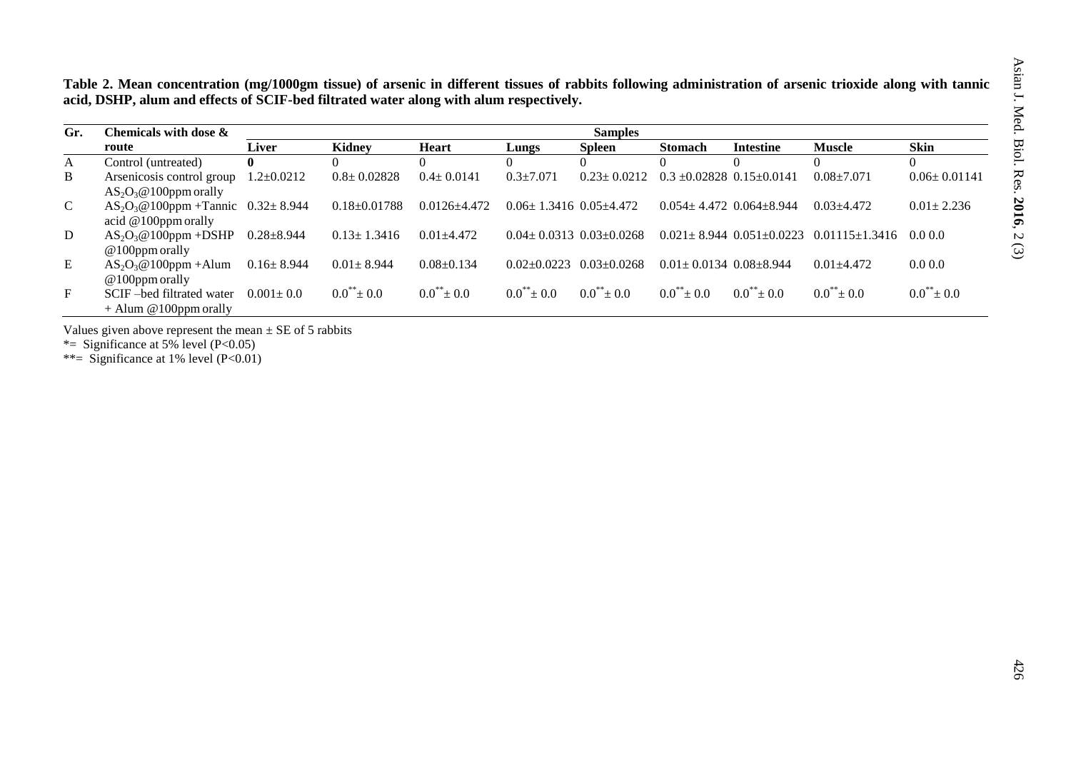**Table 2. Mean concentration (mg/1000gm tissue) of arsenic in different tissues of rabbits following administration of arsenic trioxide along with tannic acid, DSHP, alum and effects of SCIF-bed filtrated water along with alum respectively.**

| Gr. | Chemicals with dose & route | Samples | | | | | | | | |
|---|---|---|---|---|---|---|---|---|---|---|
| | | Liver | Kidney | Heart | Lungs | Spleen | Stomach | Intestine | Muscle | Skin |
| A | Control (untreated) | **0** | 0 | 0 | 0 | 0 | 0 | 0 | 0 | 0 |
| B | Arsenicosis control group $AS_2O_3$@100ppm orally | 1.2±0.0212 | 0.8± 0.02828 | 0.4± 0.0141 | 0.3±7.071 | 0.23± 0.0212 | 0.3 ±0.02828 | 0.15±0.0141 | 0.08±7.071 | 0.06± 0.01141 |
| C | $AS_2O_3$@100ppm +Tannic acid @100ppm orally | 0.32± 8.944 | 0.18±0.01788 | 0.0126±4.472 | 0.06± 1.3416 | 0.05±4.472 | 0.054± 4.472 | 0.064±8.944 | 0.03±4.472 | 0.01± 2.236 |
| D | $AS_2O_3$@100ppm +DSHP @100ppm orally | 0.28±8.944 | 0.13± 1.3416 | 0.01±4.472 | 0.04± 0.0313 | 0.03±0.0268 | 0.021± 8.944 | 0.051±0.0223 | 0.01115±1.3416 | 0.0 0.0 |
| E | $AS_2O_3$@100ppm +Alum @100ppm orally | 0.16± 8.944 | 0.01± 8.944 | 0.08±0.134 | 0.02±0.0223 | 0.03±0.0268 | 0.01± 0.0134 | 0.08±8.944 | 0.01±4.472 | 0.0 0.0 |
| F | SCIF –bed filtrated water + Alum @100ppm orally | 0.001± 0.0 | $0.0^{**}$± 0.0 | $0.0^{**}$± 0.0 | $0.0^{**}$± 0.0 | $0.0^{**}$± 0.0 | $0.0^{**}$± 0.0 | $0.0^{**}$± 0.0 | $0.0^{**}$± 0.0 | $0.0^{**}$± 0.0 |

Values given above represent the mean ± SE of 5 rabbits

*= Significance at 5% level ($P<0.05$)

**= Significance at 1% level ($P<0.01$)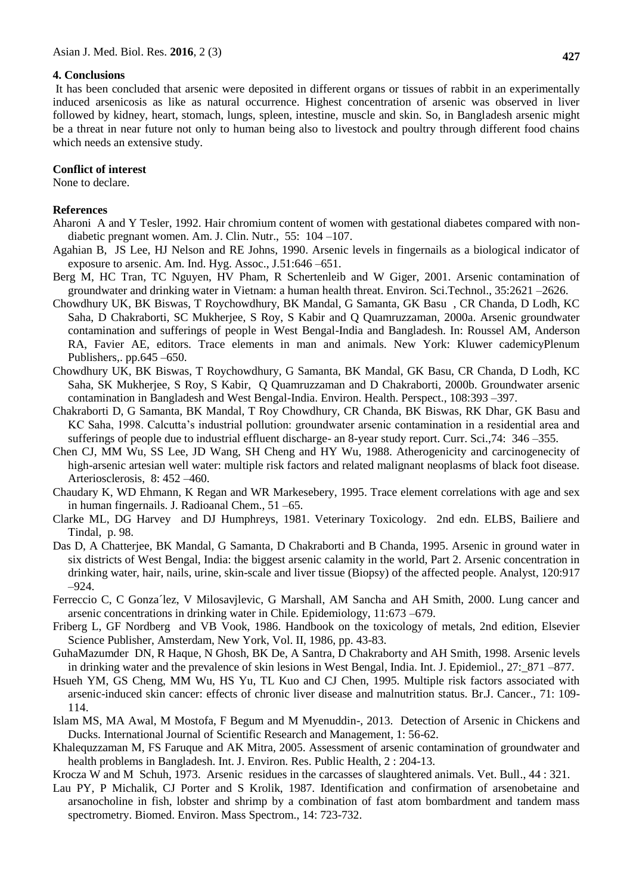## 4. Conclusions

It has been concluded that arsenic were deposited in different organs or tissues of rabbit in an experimentally induced arsenicosis as like as natural occurrence. Highest concentration of arsenic was observed in liver followed by kidney, heart, stomach, lungs, spleen, intestine, muscle and skin. So, in Bangladesh arsenic might be a threat in near future not only to human being also to livestock and poultry through different food chains which needs an extensive study.

## Conflict of interest

None to declare.

## References

Aharoni A and Y Tesler, 1992. Hair chromium content of women with gestational diabetes compared with non-diabetic pregnant women. Am. J. Clin. Nutr., 55: 104 –107.

Agahian B, JS Lee, HJ Nelson and RE Johns, 1990. Arsenic levels in fingernails as a biological indicator of exposure to arsenic. Am. Ind. Hyg. Assoc., J.51:646 –651.

Berg M, HC Tran, TC Nguyen, HV Pham, R Schertenleib and W Giger, 2001. Arsenic contamination of groundwater and drinking water in Vietnam: a human health threat. Environ. Sci.Technol., 35:2621 –2626.

Chowdhury UK, BK Biswas, T Roychowdhury, BK Mandal, G Samanta, GK Basu , CR Chanda, D Lodh, KC Saha, D Chakraborti, SC Mukherjee, S Roy, S Kabir and Q Quamruzzaman, 2000a. Arsenic groundwater contamination and sufferings of people in West Bengal-India and Bangladesh. In: Roussel AM, Anderson RA, Favier AE, editors. Trace elements in man and animals. New York: Kluwer cademicyPlenum Publishers,. pp.645 –650.

Chowdhury UK, BK Biswas, T Roychowdhury, G Samanta, BK Mandal, GK Basu, CR Chanda, D Lodh, KC Saha, SK Mukherjee, S Roy, S Kabir, Q Quamruzzaman and D Chakraborti, 2000b. Groundwater arsenic contamination in Bangladesh and West Bengal-India. Environ. Health. Perspect., 108:393 –397.

Chakraborti D, G Samanta, BK Mandal, T Roy Chowdhury, CR Chanda, BK Biswas, RK Dhar, GK Basu and KC Saha, 1998. Calcutta's industrial pollution: groundwater arsenic contamination in a residential area and sufferings of people due to industrial effluent discharge- an 8-year study report. Curr. Sci.,74: 346 –355.

Chen CJ, MM Wu, SS Lee, JD Wang, SH Cheng and HY Wu, 1988. Atherogenicity and carcinogenecity of high-arsenic artesian well water: multiple risk factors and related malignant neoplasms of black foot disease. Arteriosclerosis, 8: 452 –460.

Chaudary K, WD Ehmann, K Regan and WR Markesebery, 1995. Trace element correlations with age and sex in human fingernails. J. Radioanal Chem., 51 –65.

Clarke ML, DG Harvey and DJ Humphreys, 1981. Veterinary Toxicology. 2nd edn. ELBS, Bailiere and Tindal, p. 98.

Das D, A Chatterjee, BK Mandal, G Samanta, D Chakraborti and B Chanda, 1995. Arsenic in ground water in six districts of West Bengal, India: the biggest arsenic calamity in the world, Part 2. Arsenic concentration in drinking water, hair, nails, urine, skin-scale and liver tissue (Biopsy) of the affected people. Analyst, 120:917 –924.

Ferreccio C, C Gonza´lez, V Milosavjlevic, G Marshall, AM Sancha and AH Smith, 2000. Lung cancer and arsenic concentrations in drinking water in Chile. Epidemiology, 11:673 –679.

Friberg L, GF Nordberg and VB Vook, 1986. Handbook on the toxicology of metals, 2nd edition, Elsevier Science Publisher, Amsterdam, New York, Vol. II, 1986, pp. 43-83.

GuhaMazumder DN, R Haque, N Ghosh, BK De, A Santra, D Chakraborty and AH Smith, 1998. Arsenic levels in drinking water and the prevalence of skin lesions in West Bengal, India. Int. J. Epidemiol., 27:_871 –877.

Hsueh YM, GS Cheng, MM Wu, HS Yu, TL Kuo and CJ Chen, 1995. Multiple risk factors associated with arsenic-induced skin cancer: effects of chronic liver disease and malnutrition status. Br.J. Cancer., 71: 109-114.

Islam MS, MA Awal, M Mostofa, F Begum and M Myenuddin-, 2013. Detection of Arsenic in Chickens and Ducks. International Journal of Scientific Research and Management, 1: 56-62.

Khalequzzaman M, FS Faruque and AK Mitra, 2005. Assessment of arsenic contamination of groundwater and health problems in Bangladesh. Int. J. Environ. Res. Public Health, 2 : 204-13.

Krocza W and M Schuh, 1973. Arsenic residues in the carcasses of slaughtered animals. Vet. Bull., 44 : 321.

Lau PY, P Michalik, CJ Porter and S Krolik, 1987. Identification and confirmation of arsenobetaine and arsanocholine in fish, lobster and shrimp by a combination of fast atom bombardment and tandem mass spectrometry. Biomed. Environ. Mass Spectrom., 14: 723-732.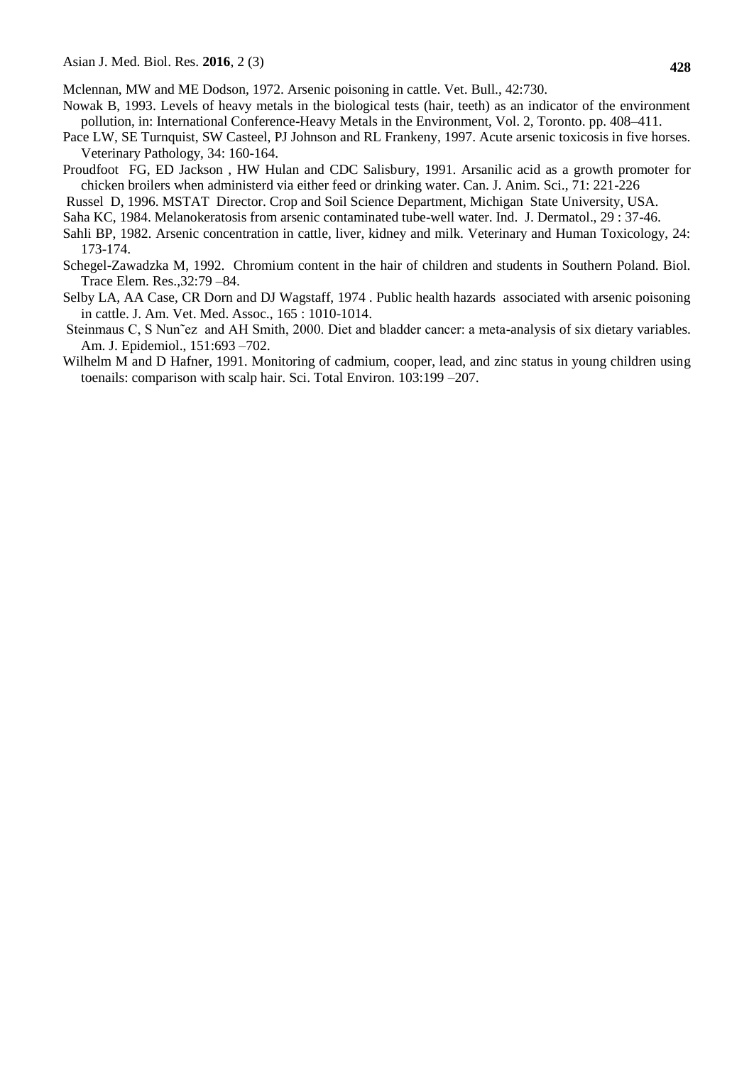Mclennan, MW and ME Dodson, 1972. Arsenic poisoning in cattle. Vet. Bull., 42:730.

Nowak B, 1993. Levels of heavy metals in the biological tests (hair, teeth) as an indicator of the environment pollution, in: International Conference-Heavy Metals in the Environment, Vol. 2, Toronto. pp. 408–411.

Pace LW, SE Turnquist, SW Casteel, PJ Johnson and RL Frankeny, 1997. Acute arsenic toxicosis in five horses. Veterinary Pathology, 34: 160-164.

Proudfoot FG, ED Jackson , HW Hulan and CDC Salisbury, 1991. Arsanilic acid as a growth promoter for chicken broilers when administerd via either feed or drinking water. Can. J. Anim. Sci., 71: 221-226

Russel D, 1996. MSTAT Director. Crop and Soil Science Department, Michigan State University, USA.

Saha KC, 1984. Melanokeratosis from arsenic contaminated tube-well water. Ind. J. Dermatol., 29 : 37-46.

Sahli BP, 1982. Arsenic concentration in cattle, liver, kidney and milk. Veterinary and Human Toxicology, 24: 173-174.

Schegel-Zawadzka M, 1992. Chromium content in the hair of children and students in Southern Poland. Biol. Trace Elem. Res.,32:79 –84.

Selby LA, AA Case, CR Dorn and DJ Wagstaff, 1974 . Public health hazards associated with arsenic poisoning in cattle. J. Am. Vet. Med. Assoc., 165 : 1010-1014.

Steinmaus C, S Nun˜ez and AH Smith, 2000. Diet and bladder cancer: a meta-analysis of six dietary variables. Am. J. Epidemiol., 151:693 –702.

Wilhelm M and D Hafner, 1991. Monitoring of cadmium, cooper, lead, and zinc status in young children using toenails: comparison with scalp hair. Sci. Total Environ. 103:199 –207.